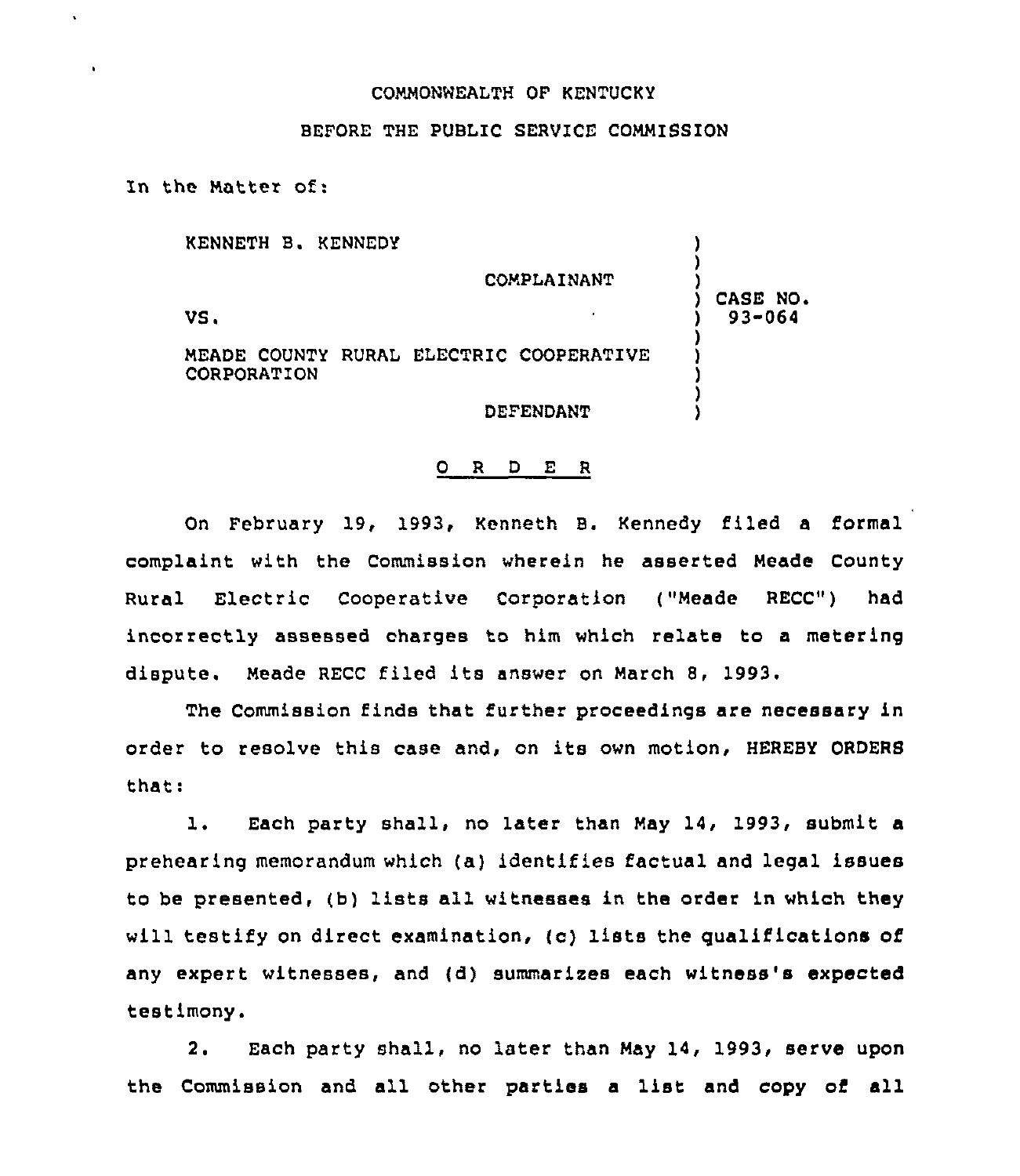COMMONWEALTH OF KENTUCKY

BEFORE THE PUBLIC SERVICE COMMISSION

In the Matter of:

| | |
|---|---|
| KENNETH B. KENNEDY<br><br>COMPLAINANT<br><br>VS.<br><br>MEADE COUNTY RURAL ELECTRIC COOPERATIVE CORPORATION<br><br>DEFENDANT | CASE NO. 93-064 |

## O R D E R

On February 19, 1993, Kenneth B. Kennedy filed a formal complaint with the Commission wherein he asserted Meade County Rural Electric Cooperative Corporation ("Meade RECC") had incorrectly assessed charges to him which relate to a metering dispute. Meade RECC filed its answer on March 8, 1993.

The Commission finds that further proceedings are necessary in order to resolve this case and, on its own motion, HEREBY ORDERS that:

1. Each party shall, no later than May 14, 1993, submit a prehearing memorandum which (a) identifies factual and legal issues to be presented, (b) lists all witnesses in the order in which they will testify on direct examination, (c) lists the qualifications of any expert witnesses, and (d) summarizes each witness's expected testimony.

2. Each party shall, no later than May 14, 1993, serve upon the Commission and all other parties a list and copy of all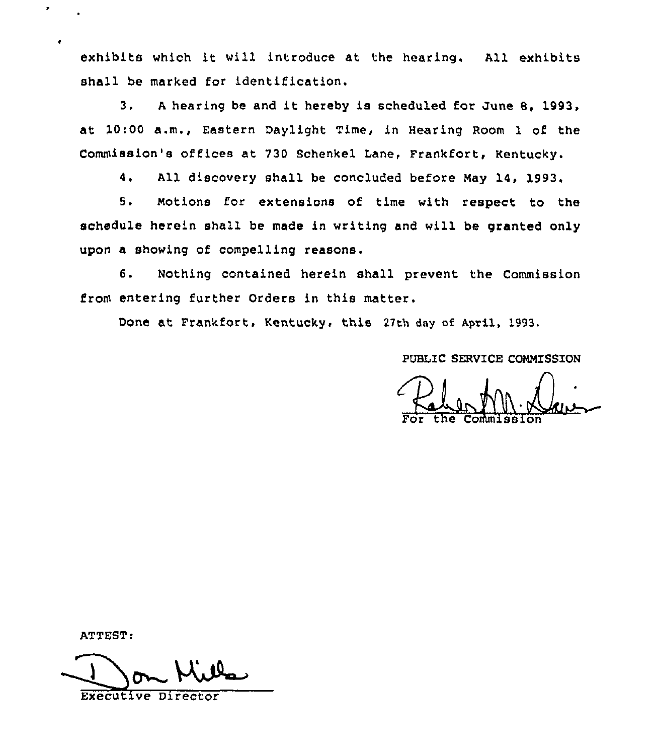exhibits which it will introduce at the hearing. All exhibits shall be marked for identification.

3. A hearing be and it hereby is scheduled for June 8, 1993, at 10:00 a.m., Eastern Daylight Time, in Hearing Room 1 of the Commission's offices at 730 Schenkel Lane, Frankfort, Kentucky.

4. All discovery shall be concluded before May 14, 1993.

5. Motions for extensions of time with respect to the schedule herein shall be made in writing and will be granted only upon a showing of compelling reasons.

6. Nothing contained herein shall prevent the Commission from entering further Orders in this matter.

Done at Frankfort, Kentucky, this 27th day of April, 1993.

PUBLIC SERVICE COMMISSION

For the Commission

ATTEST:

Executive Director